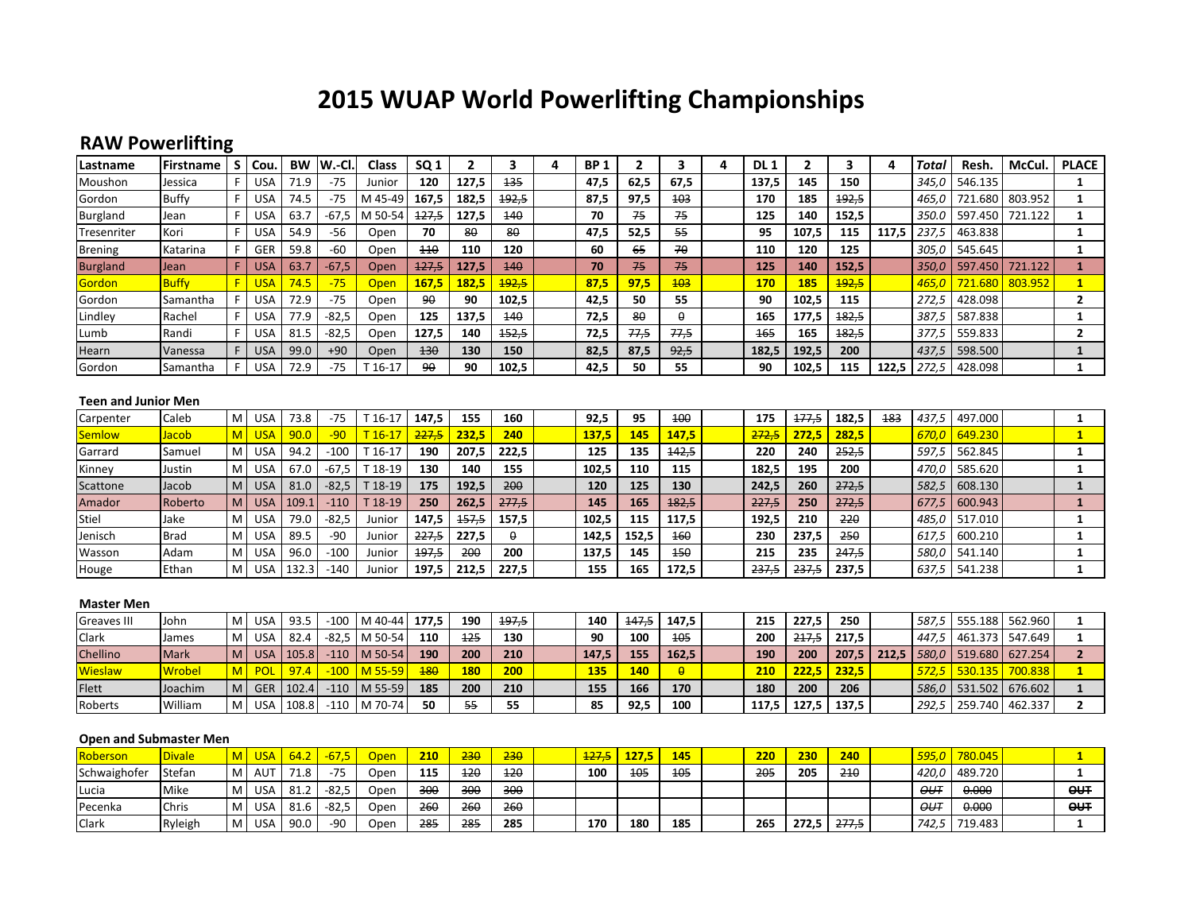# 2015 WUAP World Powerlifting Championships

## RAW Powerlifting

| Lastname | Firstname | S | Cou. | BW | W.-Cl. | Class | SQ 1 | 2 | 3 | 4 | BP 1 | 2 | 3 | 4 | DL 1 | 2 | 3 | 4 | Total | Resh. | McCul. | PLACE |
|---|---|---|---|---|---|---|---|---|---|---|---|---|---|---|---|---|---|---|---|---|---|---|
| Moushon | Jessica | F | USA | 71.9 | -75 | Junior | 120 | 127,5 | ~~135~~ | | 47,5 | 62,5 | 67,5 | | 137,5 | 145 | 150 | | 345,0 | 546.135 | | 1 |
| Gordon | Buffy | F | USA | 74.5 | -75 | M 45-49 | 167,5 | 182,5 | ~~192,5~~ | | 87,5 | 97,5 | ~~103~~ | | 170 | 185 | ~~192,5~~ | | 465,0 | 721.680 | 803.952 | 1 |
| Burgland | Jean | F | USA | 63.7 | -67,5 | M 50-54 | ~~127,5~~ | 127,5 | ~~140~~ | | 70 | ~~75~~ | ~~75~~ | | 125 | 140 | 152,5 | | 350.0 | 597.450 | 721.122 | 1 |
| Tresenriter | Kori | F | USA | 54.9 | -56 | Open | 70 | ~~80~~ | ~~80~~ | | 47,5 | 52,5 | ~~55~~ | | 95 | 107,5 | 115 | 117,5 | 237,5 | 463.838 | | 1 |
| Brening | Katarina | F | GER | 59.8 | -60 | Open | ~~110~~ | 110 | 120 | | 60 | ~~65~~ | ~~70~~ | | 110 | 120 | 125 | | 305,0 | 545.645 | | 1 |
| Burgland | Jean | F | USA | 63.7 | -67,5 | Open | ~~127,5~~ | 127,5 | ~~140~~ | | 70 | ~~75~~ | ~~75~~ | | 125 | 140 | 152,5 | | 350,0 | 597.450 | 721.122 | 1 |
| Gordon | Buffy | F | USA | 74.5 | -75 | Open | 167,5 | 182,5 | ~~192,5~~ | | 87,5 | 97,5 | ~~103~~ | | 170 | 185 | ~~192,5~~ | | 465,0 | 721.680 | 803.952 | 1 |
| Gordon | Samantha | F | USA | 72.9 | -75 | Open | ~~90~~ | 90 | 102,5 | | 42,5 | 50 | 55 | | 90 | 102,5 | 115 | | 272,5 | 428.098 | | 2 |
| Lindley | Rachel | F | USA | 77.9 | -82,5 | Open | 125 | 137,5 | ~~140~~ | | 72,5 | ~~80~~ | ~~0~~ | | 165 | 177,5 | ~~182,5~~ | | 387,5 | 587.838 | | 1 |
| Lumb | Randi | F | USA | 81.5 | -82,5 | Open | 127,5 | 140 | ~~152,5~~ | | 72,5 | ~~77,5~~ | ~~77,5~~ | | ~~165~~ | 165 | ~~182,5~~ | | 377,5 | 559.833 | | 2 |
| Hearn | Vanessa | F | USA | 99.0 | +90 | Open | ~~130~~ | 130 | 150 | | 82,5 | 87,5 | ~~92,5~~ | | 182,5 | 192,5 | 200 | | 437,5 | 598.500 | | 1 |
| Gordon | Samantha | F | USA | 72.9 | -75 | T 16-17 | ~~90~~ | 90 | 102,5 | | 42,5 | 50 | 55 | | 90 | 102,5 | 115 | 122,5 | 272,5 | 428.098 | | 1 |

### Teen and Junior Men

| Lastname | Firstname | S | Cou. | BW | W.-Cl. | Class | SQ 1 | 2 | 3 | 4 | BP 1 | 2 | 3 | 4 | DL 1 | 2 | 3 | 4 | Total | Resh. | McCul. | PLACE |
|---|---|---|---|---|---|---|---|---|---|---|---|---|---|---|---|---|---|---|---|---|---|---|
| Carpenter | Caleb | M | USA | 73.8 | -75 | T 16-17 | 147,5 | 155 | 160 | | 92,5 | 95 | ~~100~~ | | 175 | ~~177,5~~ | 182,5 | ~~183~~ | 437,5 | 497.000 | | 1 |
| Semlow | Jacob | M | USA | 90.0 | -90 | T 16-17 | ~~227,5~~ | 232,5 | 240 | | 137,5 | 145 | 147,5 | | ~~272,5~~ | 272,5 | 282,5 | | 670,0 | 649.230 | | 1 |
| Garrard | Samuel | M | USA | 94.2 | -100 | T 16-17 | 190 | 207,5 | 222,5 | | 125 | 135 | ~~142,5~~ | | 220 | 240 | ~~252,5~~ | | 597,5 | 562.845 | | 1 |
| Kinney | Justin | M | USA | 67.0 | -67,5 | T 18-19 | 130 | 140 | 155 | | 102,5 | 110 | 115 | | 182,5 | 195 | 200 | | 470,0 | 585.620 | | 1 |
| Scattone | Jacob | M | USA | 81.0 | -82,5 | T 18-19 | 175 | 192,5 | ~~200~~ | | 120 | 125 | 130 | | 242,5 | 260 | ~~272,5~~ | | 582,5 | 608.130 | | 1 |
| Amador | Roberto | M | USA | 109.1 | -110 | T 18-19 | 250 | 262,5 | ~~277,5~~ | | 145 | 165 | ~~182,5~~ | | ~~227,5~~ | 250 | ~~272,5~~ | | 677,5 | 600.943 | | 1 |
| Stiel | Jake | M | USA | 79.0 | -82,5 | Junior | 147,5 | ~~157,5~~ | 157,5 | | 102,5 | 115 | 117,5 | | 192,5 | 210 | ~~220~~ | | 485,0 | 517.010 | | 1 |
| Jenisch | Brad | M | USA | 89.5 | -90 | Junior | ~~227,5~~ | 227,5 | ~~0~~ | | 142,5 | 152,5 | ~~160~~ | | 230 | 237,5 | ~~250~~ | | 617,5 | 600.210 | | 1 |
| Wasson | Adam | M | USA | 96.0 | -100 | Junior | ~~197,5~~ | ~~200~~ | 200 | | 137,5 | 145 | ~~150~~ | | 215 | 235 | ~~247,5~~ | | 580,0 | 541.140 | | 1 |
| Houge | Ethan | M | USA | 132.3 | -140 | Junior | 197,5 | 212,5 | 227,5 | | 155 | 165 | 172,5 | | ~~237,5~~ | ~~237,5~~ | 237,5 | | 637,5 | 541.238 | | 1 |

### Master Men

| Lastname | Firstname | S | Cou. | BW | W.-Cl. | Class | SQ 1 | 2 | 3 | 4 | BP 1 | 2 | 3 | 4 | DL 1 | 2 | 3 | 4 | Total | Resh. | McCul. | PLACE |
|---|---|---|---|---|---|---|---|---|---|---|---|---|---|---|---|---|---|---|---|---|---|---|
| Greaves III | John | M | USA | 93.5 | -100 | M 40-44 | 177,5 | 190 | ~~197,5~~ | | 140 | ~~147,5~~ | 147,5 | | 215 | 227,5 | 250 | | 587,5 | 555.188 | 562.960 | 1 |
| Clark | James | M | USA | 82.4 | -82,5 | M 50-54 | 110 | ~~125~~ | 130 | | 90 | 100 | ~~105~~ | | 200 | ~~217,5~~ | 217,5 | | 447,5 | 461.373 | 547.649 | 1 |
| Chellino | Mark | M | USA | 105.8 | -110 | M 50-54 | 190 | 200 | 210 | | 147,5 | 155 | 162,5 | | 190 | 200 | 207,5 | 212,5 | 580,0 | 519.680 | 627.254 | 2 |
| Wieslaw | Wrobel | M | POL | 97.4 | -100 | M 55-59 | ~~180~~ | 180 | 200 | | 135 | 140 | ~~0~~ | | 210 | 222,5 | 232,5 | | 572,5 | 530.135 | 700.838 | 1 |
| Flett | Joachim | M | GER | 102.4 | -110 | M 55-59 | 185 | 200 | 210 | | 155 | 166 | 170 | | 180 | 200 | 206 | | 586,0 | 531.502 | 676.602 | 1 |
| Roberts | William | M | USA | 108.8 | -110 | M 70-74 | 50 | ~~55~~ | 55 | | 85 | 92,5 | 100 | | 117,5 | 127,5 | 137,5 | | 292,5 | 259.740 | 462.337 | 2 |

### Open and Submaster Men

| Lastname | Firstname | S | Cou. | BW | W.-Cl. | Class | SQ 1 | 2 | 3 | 4 | BP 1 | 2 | 3 | 4 | DL 1 | 2 | 3 | 4 | Total | Resh. | McCul. | PLACE |
|---|---|---|---|---|---|---|---|---|---|---|---|---|---|---|---|---|---|---|---|---|---|---|
| Roberson | Divale | M | USA | 64.2 | -67,5 | Open | 210 | ~~230~~ | ~~230~~ | | ~~127,5~~ | 127,5 | 145 | | 220 | 230 | 240 | | 595,0 | 780.045 | | 1 |
| Schwaighofer | Stefan | M | AUT | 71.8 | -75 | Open | 115 | ~~120~~ | ~~120~~ | | 100 | ~~105~~ | ~~105~~ | | ~~205~~ | 205 | ~~210~~ | | 420,0 | 489.720 | | 1 |
| Lucia | Mike | M | USA | 81.2 | -82,5 | Open | ~~300~~ | ~~300~~ | ~~300~~ | | | | | | | | | | ~~OUT~~ | ~~0.000~~ | | ~~OUT~~ |
| Pecenka | Chris | M | USA | 81.6 | -82,5 | Open | ~~260~~ | ~~260~~ | ~~260~~ | | | | | | | | | | ~~OUT~~ | ~~0.000~~ | | ~~OUT~~ |
| Clark | Ryleigh | M | USA | 90.0 | -90 | Open | ~~285~~ | ~~285~~ | 285 | | 170 | 180 | 185 | | 265 | 272,5 | ~~277,5~~ | | 742,5 | 719.483 | | 1 |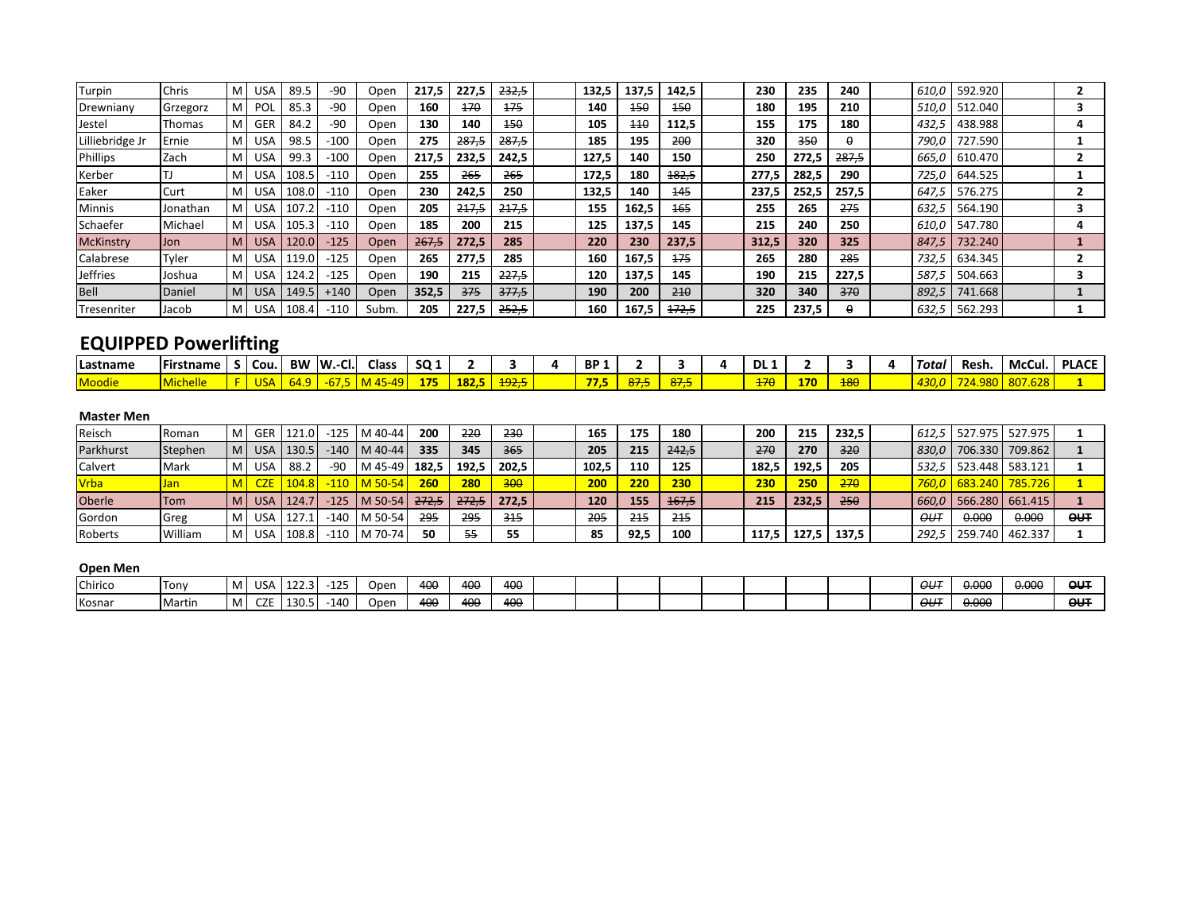| | | | | | | | | | | | | | | | | | | | | | | |
|---|---|---|---|---|---|---|---|---|---|---|---|---|---|---|---|---|---|---|---|---|---|---|
| Turpin | Chris | M | USA | 89.5 | -90 | Open | 217,5 | 227,5 | ~~232,5~~ | | 132,5 | 137,5 | 142,5 | | 230 | 235 | 240 | | 610,0 | 592.920 | | 2 |
| Drewniany | Grzegorz | M | POL | 85.3 | -90 | Open | 160 | ~~170~~ | ~~175~~ | | 140 | ~~150~~ | ~~150~~ | | 180 | 195 | 210 | | 510,0 | 512.040 | | 3 |
| Jestel | Thomas | M | GER | 84.2 | -90 | Open | 130 | 140 | ~~150~~ | | 105 | ~~110~~ | 112,5 | | 155 | 175 | 180 | | 432,5 | 438.988 | | 4 |
| Lilliebridge Jr | Ernie | M | USA | 98.5 | -100 | Open | 275 | ~~287,5~~ | ~~287,5~~ | | 185 | 195 | ~~200~~ | | 320 | ~~350~~ | ~~0~~ | | 790,0 | 727.590 | | 1 |
| Phillips | Zach | M | USA | 99.3 | -100 | Open | 217,5 | 232,5 | 242,5 | | 127,5 | 140 | 150 | | 250 | 272,5 | ~~287,5~~ | | 665,0 | 610.470 | | 2 |
| Kerber | TJ | M | USA | 108.5 | -110 | Open | 255 | ~~265~~ | ~~265~~ | | 172,5 | 180 | ~~182,5~~ | | 277,5 | 282,5 | 290 | | 725,0 | 644.525 | | 1 |
| Eaker | Curt | M | USA | 108.0 | -110 | Open | 230 | 242,5 | 250 | | 132,5 | 140 | ~~145~~ | | 237,5 | 252,5 | 257,5 | | 647,5 | 576.275 | | 2 |
| Minnis | Jonathan | M | USA | 107.2 | -110 | Open | 205 | ~~217,5~~ | ~~217,5~~ | | 155 | 162,5 | ~~165~~ | | 255 | 265 | ~~275~~ | | 632,5 | 564.190 | | 3 |
| Schaefer | Michael | M | USA | 105.3 | -110 | Open | 185 | 200 | 215 | | 125 | 137,5 | 145 | | 215 | 240 | 250 | | 610,0 | 547.780 | | 4 |
| McKinstry | Jon | M | USA | 120.0 | -125 | Open | ~~267,5~~ | 272,5 | 285 | | 220 | 230 | 237,5 | | 312,5 | 320 | 325 | | 847,5 | 732.240 | | 1 |
| Calabrese | Tyler | M | USA | 119.0 | -125 | Open | 265 | 277,5 | 285 | | 160 | 167,5 | ~~175~~ | | 265 | 280 | ~~285~~ | | 732,5 | 634.345 | | 2 |
| Jeffries | Joshua | M | USA | 124.2 | -125 | Open | 190 | 215 | ~~227,5~~ | | 120 | 137,5 | 145 | | 190 | 215 | 227,5 | | 587,5 | 504.663 | | 3 |
| Bell | Daniel | M | USA | 149.5 | +140 | Open | 352,5 | ~~375~~ | ~~377,5~~ | | 190 | 200 | ~~210~~ | | 320 | 340 | ~~370~~ | | 892,5 | 741.668 | | 1 |
| Tresenriter | Jacob | M | USA | 108.4 | -110 | Subm. | 205 | 227,5 | ~~252,5~~ | | 160 | 167,5 | ~~172,5~~ | | 225 | 237,5 | ~~0~~ | | 632,5 | 562.293 | | 1 |

## EQUIPPED Powerlifting

| Lastname | Firstname | S | Cou. | BW | W.-Cl. | Class | SQ 1 | 2 | 3 | 4 | BP 1 | 2 | 3 | 4 | DL 1 | 2 | 3 | 4 | *Total* | Resh. | McCul. | PLACE |
|---|---|---|---|---|---|---|---|---|---|---|---|---|---|---|---|---|---|---|---|---|---|---|
| Moodie | Michelle | F | USA | 64.9 | -67,5 | M 45-49 | 175 | 182,5 | ~~192,5~~ | | 77,5 | ~~87,5~~ | ~~87,5~~ | | ~~170~~ | 170 | ~~180~~ | | 430,0 | 724.980 | 807.628 | 1 |

**Master Men**

| | | | | | | | | | | | | | | | | | | | | | | |
|---|---|---|---|---|---|---|---|---|---|---|---|---|---|---|---|---|---|---|---|---|---|---|
| Reisch | Roman | M | GER | 121.0 | -125 | M 40-44 | 200 | ~~220~~ | ~~230~~ | | 165 | 175 | 180 | | 200 | 215 | 232,5 | | 612,5 | 527.975 | 527.975 | 1 |
| Parkhurst | Stephen | M | USA | 130.5 | -140 | M 40-44 | 335 | 345 | ~~365~~ | | 205 | 215 | ~~242,5~~ | | ~~270~~ | 270 | ~~320~~ | | 830,0 | 706.330 | 709.862 | 1 |
| Calvert | Mark | M | USA | 88.2 | -90 | M 45-49 | 182,5 | 192,5 | 202,5 | | 102,5 | 110 | 125 | | 182,5 | 192,5 | 205 | | 532,5 | 523.448 | 583.121 | 1 |
| Vrba | Jan | M | CZE | 104.8 | -110 | M 50-54 | 260 | 280 | ~~300~~ | | 200 | 220 | 230 | | 230 | 250 | ~~270~~ | | 760,0 | 683.240 | 785.726 | 1 |
| Oberle | Tom | M | USA | 124.7 | -125 | M 50-54 | ~~272,5~~ | ~~272,5~~ | 272,5 | | 120 | 155 | ~~167,5~~ | | 215 | 232,5 | ~~250~~ | | 660,0 | 566.280 | 661.415 | 1 |
| Gordon | Greg | M | USA | 127.1 | -140 | M 50-54 | ~~295~~ | ~~295~~ | ~~315~~ | | ~~205~~ | ~~215~~ | ~~215~~ | | | | | | ~~OUT~~ | ~~0.000~~ | ~~0.000~~ | ~~OUT~~ |
| Roberts | William | M | USA | 108.8 | -110 | M 70-74 | 50 | ~~55~~ | 55 | | 85 | 92,5 | 100 | | 117,5 | 127,5 | 137,5 | | 292,5 | 259.740 | 462.337 | 1 |

**Open Men**

| | | | | | | | | | | | | | | | | | | | | | | |
|---|---|---|---|---|---|---|---|---|---|---|---|---|---|---|---|---|---|---|---|---|---|---|
| Chirico | Tony | M | USA | 122.3 | -125 | Open | ~~400~~ | ~~400~~ | ~~400~~ | | | | | | | | | | ~~OUT~~ | ~~0.000~~ | ~~0.000~~ | ~~OUT~~ |
| Kosnar | Martin | M | CZE | 130.5 | -140 | Open | ~~400~~ | ~~400~~ | ~~400~~ | | | | | | | | | | ~~OUT~~ | ~~0.000~~ | | ~~OUT~~ |